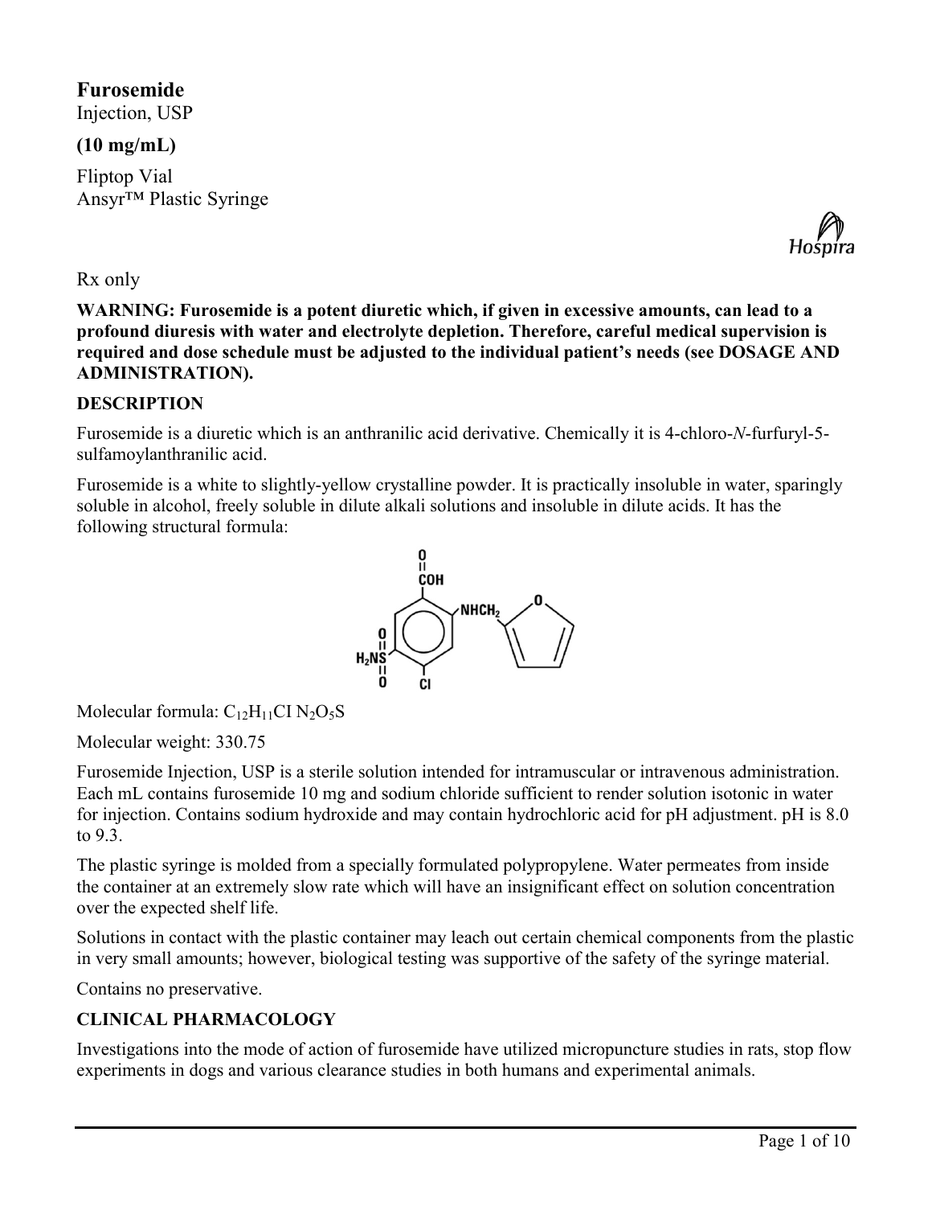# Furosemide

Injection, USP

**(10 mg/mL)**

Fliptop Vial
Ansyr™ Plastic Syringe

Hospira

Rx only

**WARNING: Furosemide is a potent diuretic which, if given in excessive amounts, can lead to a profound diuresis with water and electrolyte depletion. Therefore, careful medical supervision is required and dose schedule must be adjusted to the individual patient's needs (see DOSAGE AND ADMINISTRATION).**

## DESCRIPTION

Furosemide is a diuretic which is an anthranilic acid derivative. Chemically it is 4-chloro-*N*-furfuryl-5-sulfamoylanthranilic acid.

Furosemide is a white to slightly-yellow crystalline powder. It is practically insoluble in water, sparingly soluble in alcohol, freely soluble in dilute alkali solutions and insoluble in dilute acids. It has the following structural formula:

Molecular formula: $C_{12}H_{11}ClN_2O_5S$

Molecular weight: 330.75

Furosemide Injection, USP is a sterile solution intended for intramuscular or intravenous administration. Each mL contains furosemide 10 mg and sodium chloride sufficient to render solution isotonic in water for injection. Contains sodium hydroxide and may contain hydrochloric acid for pH adjustment. pH is 8.0 to 9.3.

The plastic syringe is molded from a specially formulated polypropylene. Water permeates from inside the container at an extremely slow rate which will have an insignificant effect on solution concentration over the expected shelf life.

Solutions in contact with the plastic container may leach out certain chemical components from the plastic in very small amounts; however, biological testing was supportive of the safety of the syringe material.

Contains no preservative.

## CLINICAL PHARMACOLOGY

Investigations into the mode of action of furosemide have utilized micropuncture studies in rats, stop flow experiments in dogs and various clearance studies in both humans and experimental animals.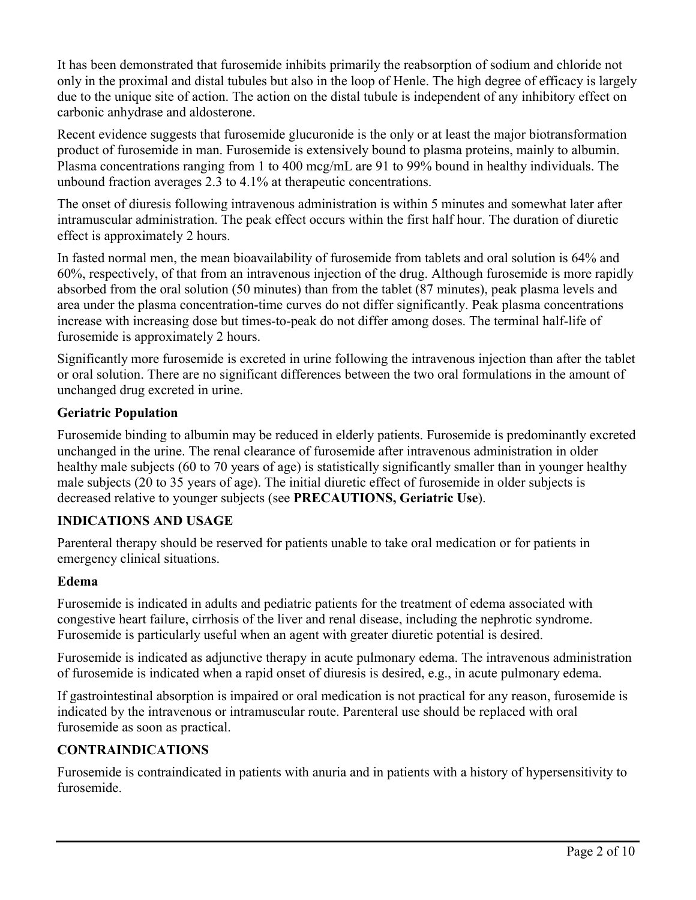It has been demonstrated that furosemide inhibits primarily the reabsorption of sodium and chloride not only in the proximal and distal tubules but also in the loop of Henle. The high degree of efficacy is largely due to the unique site of action. The action on the distal tubule is independent of any inhibitory effect on carbonic anhydrase and aldosterone.

Recent evidence suggests that furosemide glucuronide is the only or at least the major biotransformation product of furosemide in man. Furosemide is extensively bound to plasma proteins, mainly to albumin. Plasma concentrations ranging from 1 to 400 mcg/mL are 91 to 99% bound in healthy individuals. The unbound fraction averages 2.3 to 4.1% at therapeutic concentrations.

The onset of diuresis following intravenous administration is within 5 minutes and somewhat later after intramuscular administration. The peak effect occurs within the first half hour. The duration of diuretic effect is approximately 2 hours.

In fasted normal men, the mean bioavailability of furosemide from tablets and oral solution is 64% and 60%, respectively, of that from an intravenous injection of the drug. Although furosemide is more rapidly absorbed from the oral solution (50 minutes) than from the tablet (87 minutes), peak plasma levels and area under the plasma concentration-time curves do not differ significantly. Peak plasma concentrations increase with increasing dose but times-to-peak do not differ among doses. The terminal half-life of furosemide is approximately 2 hours.

Significantly more furosemide is excreted in urine following the intravenous injection than after the tablet or oral solution. There are no significant differences between the two oral formulations in the amount of unchanged drug excreted in urine.

### Geriatric Population

Furosemide binding to albumin may be reduced in elderly patients. Furosemide is predominantly excreted unchanged in the urine. The renal clearance of furosemide after intravenous administration in older healthy male subjects (60 to 70 years of age) is statistically significantly smaller than in younger healthy male subjects (20 to 35 years of age). The initial diuretic effect of furosemide in older subjects is decreased relative to younger subjects (see **PRECAUTIONS, Geriatric Use**).

## INDICATIONS AND USAGE

Parenteral therapy should be reserved for patients unable to take oral medication or for patients in emergency clinical situations.

### Edema

Furosemide is indicated in adults and pediatric patients for the treatment of edema associated with congestive heart failure, cirrhosis of the liver and renal disease, including the nephrotic syndrome. Furosemide is particularly useful when an agent with greater diuretic potential is desired.

Furosemide is indicated as adjunctive therapy in acute pulmonary edema. The intravenous administration of furosemide is indicated when a rapid onset of diuresis is desired, e.g., in acute pulmonary edema.

If gastrointestinal absorption is impaired or oral medication is not practical for any reason, furosemide is indicated by the intravenous or intramuscular route. Parenteral use should be replaced with oral furosemide as soon as practical.

## CONTRAINDICATIONS

Furosemide is contraindicated in patients with anuria and in patients with a history of hypersensitivity to furosemide.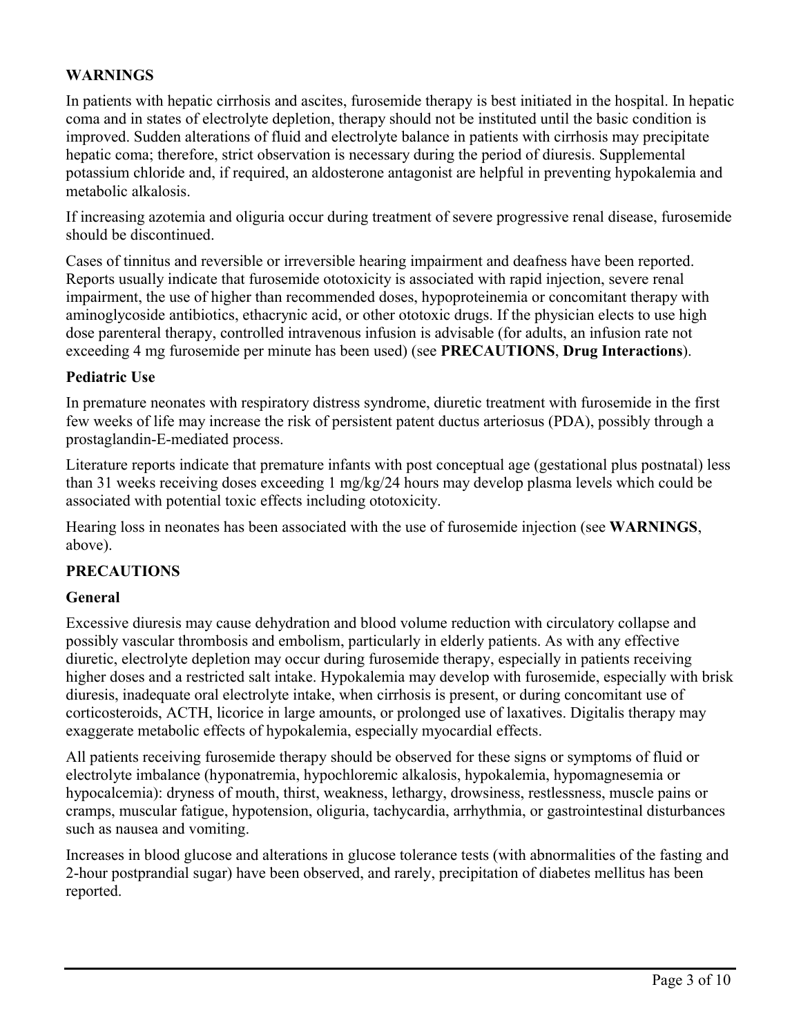## WARNINGS

In patients with hepatic cirrhosis and ascites, furosemide therapy is best initiated in the hospital. In hepatic coma and in states of electrolyte depletion, therapy should not be instituted until the basic condition is improved. Sudden alterations of fluid and electrolyte balance in patients with cirrhosis may precipitate hepatic coma; therefore, strict observation is necessary during the period of diuresis. Supplemental potassium chloride and, if required, an aldosterone antagonist are helpful in preventing hypokalemia and metabolic alkalosis.

If increasing azotemia and oliguria occur during treatment of severe progressive renal disease, furosemide should be discontinued.

Cases of tinnitus and reversible or irreversible hearing impairment and deafness have been reported. Reports usually indicate that furosemide ototoxicity is associated with rapid injection, severe renal impairment, the use of higher than recommended doses, hypoproteinemia or concomitant therapy with aminoglycoside antibiotics, ethacrynic acid, or other ototoxic drugs. If the physician elects to use high dose parenteral therapy, controlled intravenous infusion is advisable (for adults, an infusion rate not exceeding 4 mg furosemide per minute has been used) (see **PRECAUTIONS**, **Drug Interactions**).

### Pediatric Use

In premature neonates with respiratory distress syndrome, diuretic treatment with furosemide in the first few weeks of life may increase the risk of persistent patent ductus arteriosus (PDA), possibly through a prostaglandin-E-mediated process.

Literature reports indicate that premature infants with post conceptual age (gestational plus postnatal) less than 31 weeks receiving doses exceeding 1 mg/kg/24 hours may develop plasma levels which could be associated with potential toxic effects including ototoxicity.

Hearing loss in neonates has been associated with the use of furosemide injection (see **WARNINGS**, above).

## PRECAUTIONS

### General

Excessive diuresis may cause dehydration and blood volume reduction with circulatory collapse and possibly vascular thrombosis and embolism, particularly in elderly patients. As with any effective diuretic, electrolyte depletion may occur during furosemide therapy, especially in patients receiving higher doses and a restricted salt intake. Hypokalemia may develop with furosemide, especially with brisk diuresis, inadequate oral electrolyte intake, when cirrhosis is present, or during concomitant use of corticosteroids, ACTH, licorice in large amounts, or prolonged use of laxatives. Digitalis therapy may exaggerate metabolic effects of hypokalemia, especially myocardial effects.

All patients receiving furosemide therapy should be observed for these signs or symptoms of fluid or electrolyte imbalance (hyponatremia, hypochloremic alkalosis, hypokalemia, hypomagnesemia or hypocalcemia): dryness of mouth, thirst, weakness, lethargy, drowsiness, restlessness, muscle pains or cramps, muscular fatigue, hypotension, oliguria, tachycardia, arrhythmia, or gastrointestinal disturbances such as nausea and vomiting.

Increases in blood glucose and alterations in glucose tolerance tests (with abnormalities of the fasting and 2-hour postprandial sugar) have been observed, and rarely, precipitation of diabetes mellitus has been reported.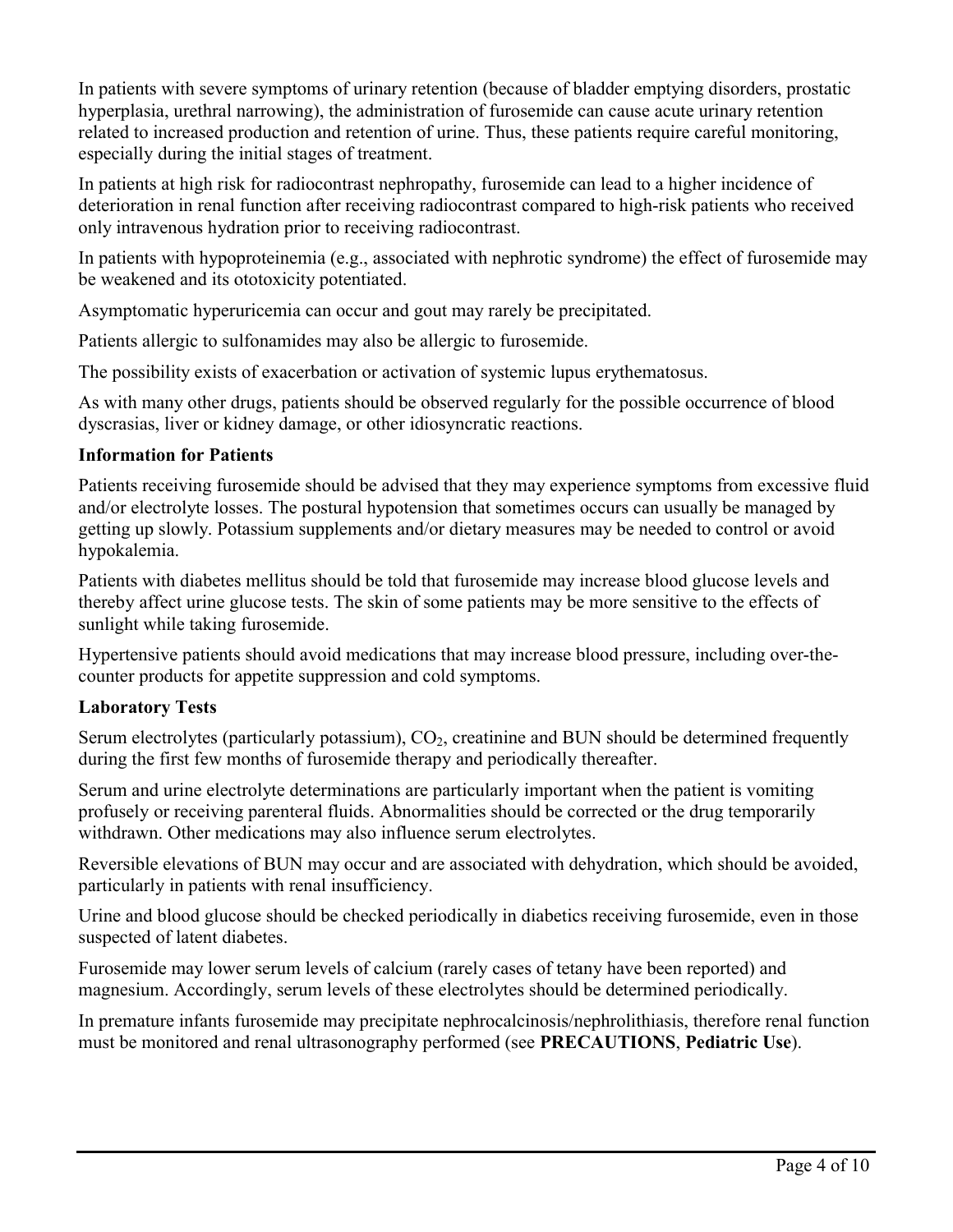In patients with severe symptoms of urinary retention (because of bladder emptying disorders, prostatic hyperplasia, urethral narrowing), the administration of furosemide can cause acute urinary retention related to increased production and retention of urine. Thus, these patients require careful monitoring, especially during the initial stages of treatment.

In patients at high risk for radiocontrast nephropathy, furosemide can lead to a higher incidence of deterioration in renal function after receiving radiocontrast compared to high-risk patients who received only intravenous hydration prior to receiving radiocontrast.

In patients with hypoproteinemia (e.g., associated with nephrotic syndrome) the effect of furosemide may be weakened and its ototoxicity potentiated.

Asymptomatic hyperuricemia can occur and gout may rarely be precipitated.

Patients allergic to sulfonamides may also be allergic to furosemide.

The possibility exists of exacerbation or activation of systemic lupus erythematosus.

As with many other drugs, patients should be observed regularly for the possible occurrence of blood dyscrasias, liver or kidney damage, or other idiosyncratic reactions.

**Information for Patients**

Patients receiving furosemide should be advised that they may experience symptoms from excessive fluid and/or electrolyte losses. The postural hypotension that sometimes occurs can usually be managed by getting up slowly. Potassium supplements and/or dietary measures may be needed to control or avoid hypokalemia.

Patients with diabetes mellitus should be told that furosemide may increase blood glucose levels and thereby affect urine glucose tests. The skin of some patients may be more sensitive to the effects of sunlight while taking furosemide.

Hypertensive patients should avoid medications that may increase blood pressure, including over-the-counter products for appetite suppression and cold symptoms.

**Laboratory Tests**

Serum electrolytes (particularly potassium), $CO_2$, creatinine and BUN should be determined frequently during the first few months of furosemide therapy and periodically thereafter.

Serum and urine electrolyte determinations are particularly important when the patient is vomiting profusely or receiving parenteral fluids. Abnormalities should be corrected or the drug temporarily withdrawn. Other medications may also influence serum electrolytes.

Reversible elevations of BUN may occur and are associated with dehydration, which should be avoided, particularly in patients with renal insufficiency.

Urine and blood glucose should be checked periodically in diabetics receiving furosemide, even in those suspected of latent diabetes.

Furosemide may lower serum levels of calcium (rarely cases of tetany have been reported) and magnesium. Accordingly, serum levels of these electrolytes should be determined periodically.

In premature infants furosemide may precipitate nephrocalcinosis/nephrolithiasis, therefore renal function must be monitored and renal ultrasonography performed (see **PRECAUTIONS**, **Pediatric Use**).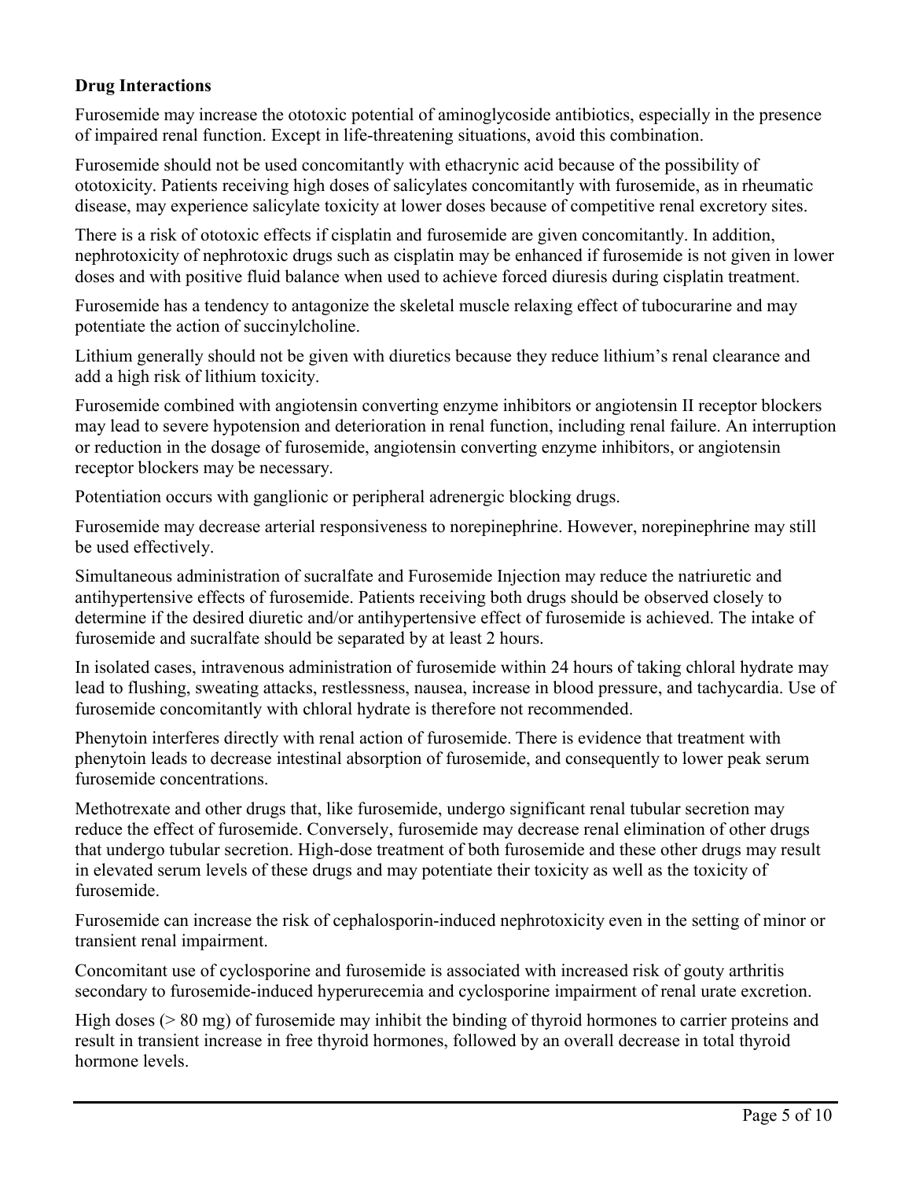**Drug Interactions**

Furosemide may increase the ototoxic potential of aminoglycoside antibiotics, especially in the presence of impaired renal function. Except in life-threatening situations, avoid this combination.

Furosemide should not be used concomitantly with ethacrynic acid because of the possibility of ototoxicity. Patients receiving high doses of salicylates concomitantly with furosemide, as in rheumatic disease, may experience salicylate toxicity at lower doses because of competitive renal excretory sites.

There is a risk of ototoxic effects if cisplatin and furosemide are given concomitantly. In addition, nephrotoxicity of nephrotoxic drugs such as cisplatin may be enhanced if furosemide is not given in lower doses and with positive fluid balance when used to achieve forced diuresis during cisplatin treatment.

Furosemide has a tendency to antagonize the skeletal muscle relaxing effect of tubocurarine and may potentiate the action of succinylcholine.

Lithium generally should not be given with diuretics because they reduce lithium's renal clearance and add a high risk of lithium toxicity.

Furosemide combined with angiotensin converting enzyme inhibitors or angiotensin II receptor blockers may lead to severe hypotension and deterioration in renal function, including renal failure. An interruption or reduction in the dosage of furosemide, angiotensin converting enzyme inhibitors, or angiotensin receptor blockers may be necessary.

Potentiation occurs with ganglionic or peripheral adrenergic blocking drugs.

Furosemide may decrease arterial responsiveness to norepinephrine. However, norepinephrine may still be used effectively.

Simultaneous administration of sucralfate and Furosemide Injection may reduce the natriuretic and antihypertensive effects of furosemide. Patients receiving both drugs should be observed closely to determine if the desired diuretic and/or antihypertensive effect of furosemide is achieved. The intake of furosemide and sucralfate should be separated by at least 2 hours.

In isolated cases, intravenous administration of furosemide within 24 hours of taking chloral hydrate may lead to flushing, sweating attacks, restlessness, nausea, increase in blood pressure, and tachycardia. Use of furosemide concomitantly with chloral hydrate is therefore not recommended.

Phenytoin interferes directly with renal action of furosemide. There is evidence that treatment with phenytoin leads to decrease intestinal absorption of furosemide, and consequently to lower peak serum furosemide concentrations.

Methotrexate and other drugs that, like furosemide, undergo significant renal tubular secretion may reduce the effect of furosemide. Conversely, furosemide may decrease renal elimination of other drugs that undergo tubular secretion. High-dose treatment of both furosemide and these other drugs may result in elevated serum levels of these drugs and may potentiate their toxicity as well as the toxicity of furosemide.

Furosemide can increase the risk of cephalosporin-induced nephrotoxicity even in the setting of minor or transient renal impairment.

Concomitant use of cyclosporine and furosemide is associated with increased risk of gouty arthritis secondary to furosemide-induced hyperurecemia and cyclosporine impairment of renal urate excretion.

High doses (> 80 mg) of furosemide may inhibit the binding of thyroid hormones to carrier proteins and result in transient increase in free thyroid hormones, followed by an overall decrease in total thyroid hormone levels.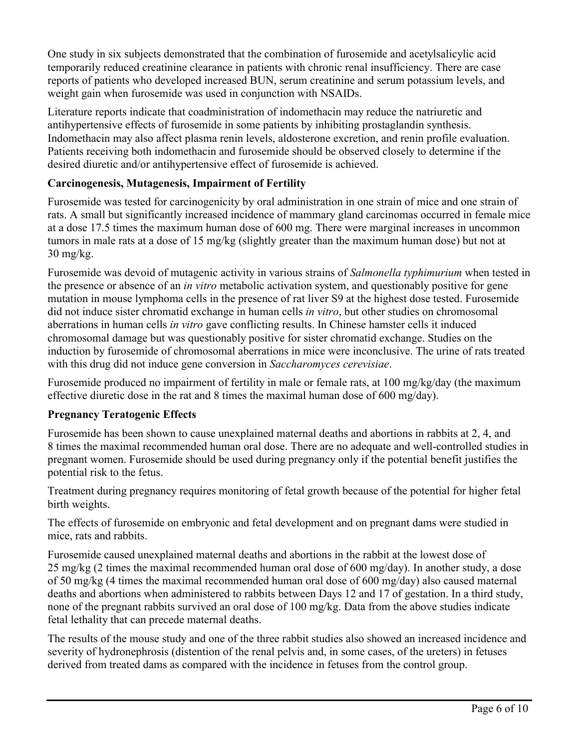One study in six subjects demonstrated that the combination of furosemide and acetylsalicylic acid temporarily reduced creatinine clearance in patients with chronic renal insufficiency. There are case reports of patients who developed increased BUN, serum creatinine and serum potassium levels, and weight gain when furosemide was used in conjunction with NSAIDs.

Literature reports indicate that coadministration of indomethacin may reduce the natriuretic and antihypertensive effects of furosemide in some patients by inhibiting prostaglandin synthesis. Indomethacin may also affect plasma renin levels, aldosterone excretion, and renin profile evaluation. Patients receiving both indomethacin and furosemide should be observed closely to determine if the desired diuretic and/or antihypertensive effect of furosemide is achieved.

**Carcinogenesis, Mutagenesis, Impairment of Fertility**

Furosemide was tested for carcinogenicity by oral administration in one strain of mice and one strain of rats. A small but significantly increased incidence of mammary gland carcinomas occurred in female mice at a dose 17.5 times the maximum human dose of 600 mg. There were marginal increases in uncommon tumors in male rats at a dose of 15 mg/kg (slightly greater than the maximum human dose) but not at 30 mg/kg.

Furosemide was devoid of mutagenic activity in various strains of *Salmonella typhimurium* when tested in the presence or absence of an *in vitro* metabolic activation system, and questionably positive for gene mutation in mouse lymphoma cells in the presence of rat liver S9 at the highest dose tested. Furosemide did not induce sister chromatid exchange in human cells *in vitro*, but other studies on chromosomal aberrations in human cells *in vitro* gave conflicting results. In Chinese hamster cells it induced chromosomal damage but was questionably positive for sister chromatid exchange. Studies on the induction by furosemide of chromosomal aberrations in mice were inconclusive. The urine of rats treated with this drug did not induce gene conversion in *Saccharomyces cerevisiae*.

Furosemide produced no impairment of fertility in male or female rats, at 100 mg/kg/day (the maximum effective diuretic dose in the rat and 8 times the maximal human dose of 600 mg/day).

**Pregnancy Teratogenic Effects**

Furosemide has been shown to cause unexplained maternal deaths and abortions in rabbits at 2, 4, and 8 times the maximal recommended human oral dose. There are no adequate and well-controlled studies in pregnant women. Furosemide should be used during pregnancy only if the potential benefit justifies the potential risk to the fetus.

Treatment during pregnancy requires monitoring of fetal growth because of the potential for higher fetal birth weights.

The effects of furosemide on embryonic and fetal development and on pregnant dams were studied in mice, rats and rabbits.

Furosemide caused unexplained maternal deaths and abortions in the rabbit at the lowest dose of 25 mg/kg (2 times the maximal recommended human oral dose of 600 mg/day). In another study, a dose of 50 mg/kg (4 times the maximal recommended human oral dose of 600 mg/day) also caused maternal deaths and abortions when administered to rabbits between Days 12 and 17 of gestation. In a third study, none of the pregnant rabbits survived an oral dose of 100 mg/kg. Data from the above studies indicate fetal lethality that can precede maternal deaths.

The results of the mouse study and one of the three rabbit studies also showed an increased incidence and severity of hydronephrosis (distention of the renal pelvis and, in some cases, of the ureters) in fetuses derived from treated dams as compared with the incidence in fetuses from the control group.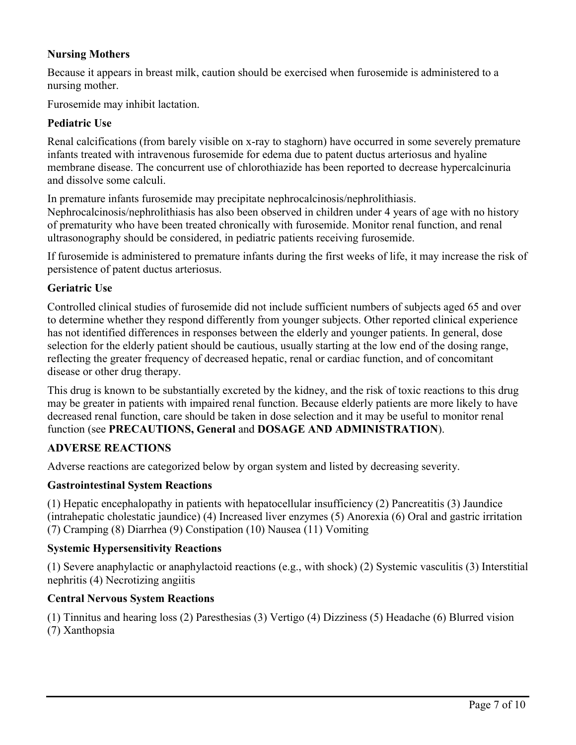### Nursing Mothers

Because it appears in breast milk, caution should be exercised when furosemide is administered to a nursing mother.

Furosemide may inhibit lactation.

### Pediatric Use

Renal calcifications (from barely visible on x-ray to staghorn) have occurred in some severely premature infants treated with intravenous furosemide for edema due to patent ductus arteriosus and hyaline membrane disease. The concurrent use of chlorothiazide has been reported to decrease hypercalcinuria and dissolve some calculi.

In premature infants furosemide may precipitate nephrocalcinosis/nephrolithiasis. Nephrocalcinosis/nephrolithiasis has also been observed in children under 4 years of age with no history of prematurity who have been treated chronically with furosemide. Monitor renal function, and renal ultrasonography should be considered, in pediatric patients receiving furosemide.

If furosemide is administered to premature infants during the first weeks of life, it may increase the risk of persistence of patent ductus arteriosus.

### Geriatric Use

Controlled clinical studies of furosemide did not include sufficient numbers of subjects aged 65 and over to determine whether they respond differently from younger subjects. Other reported clinical experience has not identified differences in responses between the elderly and younger patients. In general, dose selection for the elderly patient should be cautious, usually starting at the low end of the dosing range, reflecting the greater frequency of decreased hepatic, renal or cardiac function, and of concomitant disease or other drug therapy.

This drug is known to be substantially excreted by the kidney, and the risk of toxic reactions to this drug may be greater in patients with impaired renal function. Because elderly patients are more likely to have decreased renal function, care should be taken in dose selection and it may be useful to monitor renal function (see **PRECAUTIONS, General** and **DOSAGE AND ADMINISTRATION**).

## ADVERSE REACTIONS

Adverse reactions are categorized below by organ system and listed by decreasing severity.

### Gastrointestinal System Reactions

(1) Hepatic encephalopathy in patients with hepatocellular insufficiency (2) Pancreatitis (3) Jaundice (intrahepatic cholestatic jaundice) (4) Increased liver enzymes (5) Anorexia (6) Oral and gastric irritation (7) Cramping (8) Diarrhea (9) Constipation (10) Nausea (11) Vomiting

### Systemic Hypersensitivity Reactions

(1) Severe anaphylactic or anaphylactoid reactions (e.g., with shock) (2) Systemic vasculitis (3) Interstitial nephritis (4) Necrotizing angiitis

### Central Nervous System Reactions

(1) Tinnitus and hearing loss (2) Paresthesias (3) Vertigo (4) Dizziness (5) Headache (6) Blurred vision (7) Xanthopsia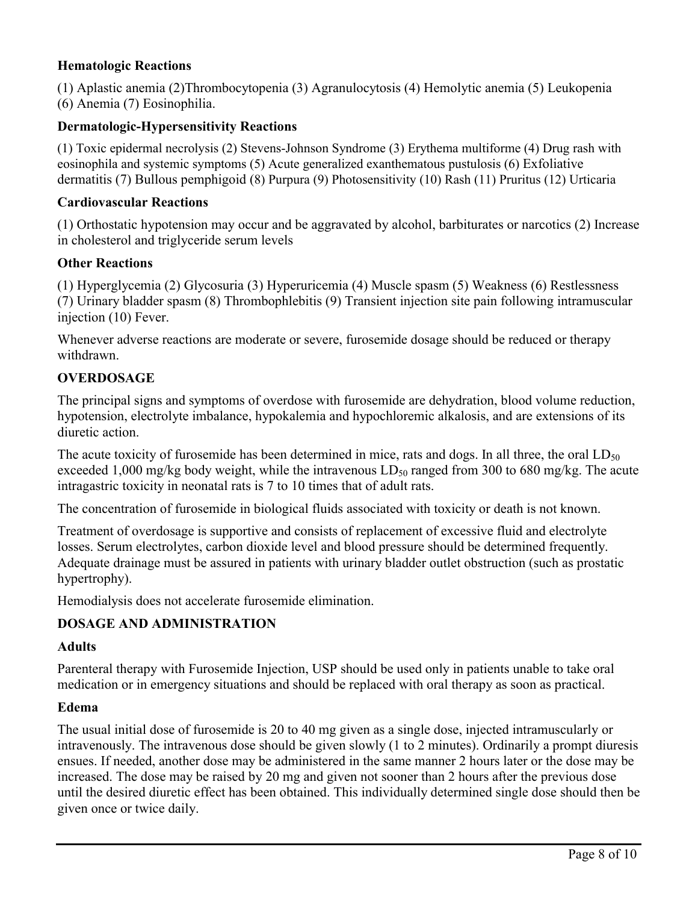**Hematologic Reactions**

(1) Aplastic anemia (2)Thrombocytopenia (3) Agranulocytosis (4) Hemolytic anemia (5) Leukopenia (6) Anemia (7) Eosinophilia.

**Dermatologic-Hypersensitivity Reactions**

(1) Toxic epidermal necrolysis (2) Stevens-Johnson Syndrome (3) Erythema multiforme (4) Drug rash with eosinophila and systemic symptoms (5) Acute generalized exanthematous pustulosis (6) Exfoliative dermatitis (7) Bullous pemphigoid (8) Purpura (9) Photosensitivity (10) Rash (11) Pruritus (12) Urticaria

**Cardiovascular Reactions**

(1) Orthostatic hypotension may occur and be aggravated by alcohol, barbiturates or narcotics (2) Increase in cholesterol and triglyceride serum levels

**Other Reactions**

(1) Hyperglycemia (2) Glycosuria (3) Hyperuricemia (4) Muscle spasm (5) Weakness (6) Restlessness (7) Urinary bladder spasm (8) Thrombophlebitis (9) Transient injection site pain following intramuscular injection (10) Fever.

Whenever adverse reactions are moderate or severe, furosemide dosage should be reduced or therapy withdrawn.

## OVERDOSAGE

The principal signs and symptoms of overdose with furosemide are dehydration, blood volume reduction, hypotension, electrolyte imbalance, hypokalemia and hypochloremic alkalosis, and are extensions of its diuretic action.

The acute toxicity of furosemide has been determined in mice, rats and dogs. In all three, the oral $LD_{50}$ exceeded 1,000 mg/kg body weight, while the intravenous $LD_{50}$ ranged from 300 to 680 mg/kg. The acute intragastric toxicity in neonatal rats is 7 to 10 times that of adult rats.

The concentration of furosemide in biological fluids associated with toxicity or death is not known.

Treatment of overdosage is supportive and consists of replacement of excessive fluid and electrolyte losses. Serum electrolytes, carbon dioxide level and blood pressure should be determined frequently. Adequate drainage must be assured in patients with urinary bladder outlet obstruction (such as prostatic hypertrophy).

Hemodialysis does not accelerate furosemide elimination.

## DOSAGE AND ADMINISTRATION

### Adults

Parenteral therapy with Furosemide Injection, USP should be used only in patients unable to take oral medication or in emergency situations and should be replaced with oral therapy as soon as practical.

### Edema

The usual initial dose of furosemide is 20 to 40 mg given as a single dose, injected intramuscularly or intravenously. The intravenous dose should be given slowly (1 to 2 minutes). Ordinarily a prompt diuresis ensues. If needed, another dose may be administered in the same manner 2 hours later or the dose may be increased. The dose may be raised by 20 mg and given not sooner than 2 hours after the previous dose until the desired diuretic effect has been obtained. This individually determined single dose should then be given once or twice daily.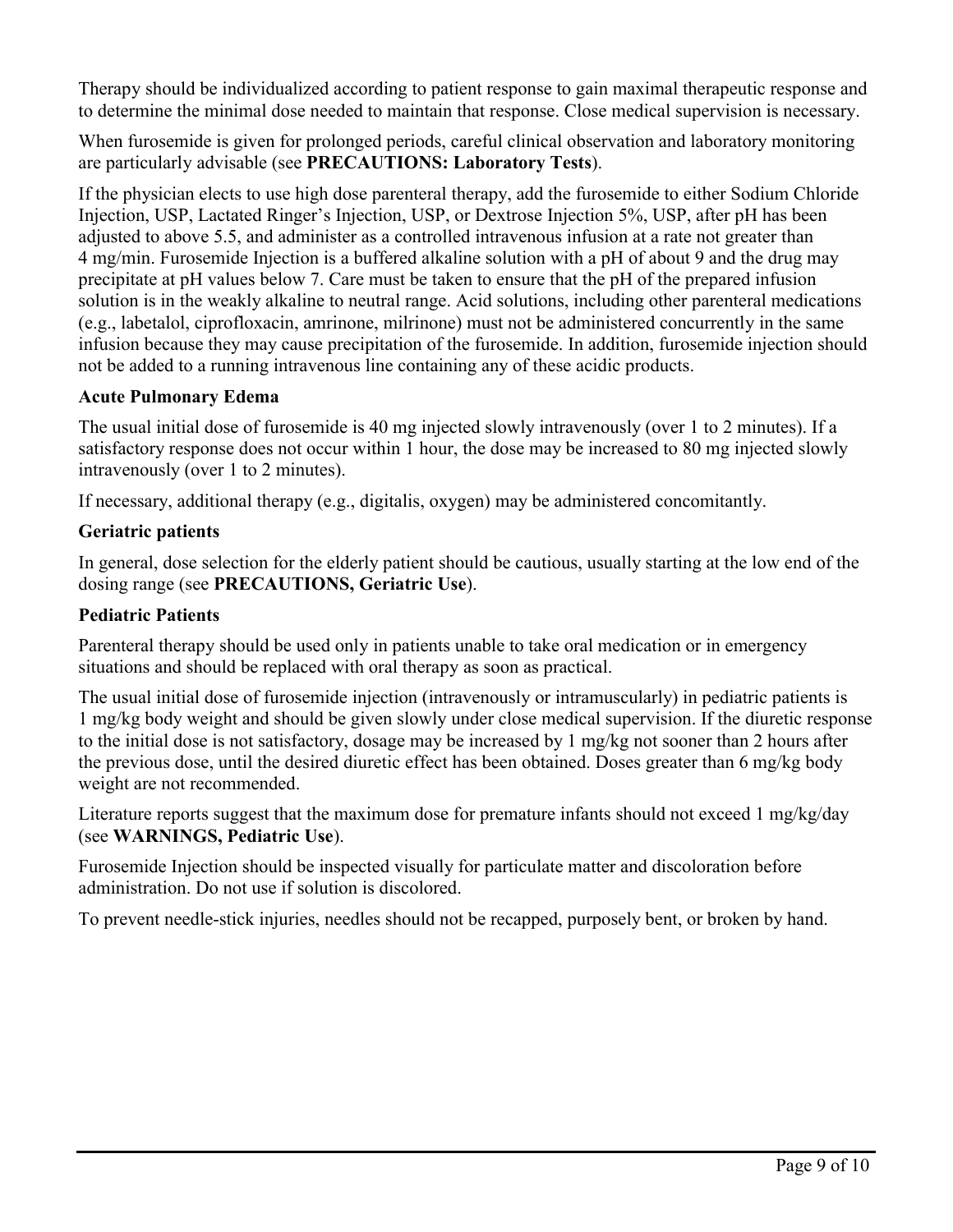Therapy should be individualized according to patient response to gain maximal therapeutic response and to determine the minimal dose needed to maintain that response. Close medical supervision is necessary.

When furosemide is given for prolonged periods, careful clinical observation and laboratory monitoring are particularly advisable (see **PRECAUTIONS: Laboratory Tests**).

If the physician elects to use high dose parenteral therapy, add the furosemide to either Sodium Chloride Injection, USP, Lactated Ringer's Injection, USP, or Dextrose Injection 5%, USP, after pH has been adjusted to above 5.5, and administer as a controlled intravenous infusion at a rate not greater than 4 mg/min. Furosemide Injection is a buffered alkaline solution with a pH of about 9 and the drug may precipitate at pH values below 7. Care must be taken to ensure that the pH of the prepared infusion solution is in the weakly alkaline to neutral range. Acid solutions, including other parenteral medications (e.g., labetalol, ciprofloxacin, amrinone, milrinone) must not be administered concurrently in the same infusion because they may cause precipitation of the furosemide. In addition, furosemide injection should not be added to a running intravenous line containing any of these acidic products.

**Acute Pulmonary Edema**

The usual initial dose of furosemide is 40 mg injected slowly intravenously (over 1 to 2 minutes). If a satisfactory response does not occur within 1 hour, the dose may be increased to 80 mg injected slowly intravenously (over 1 to 2 minutes).

If necessary, additional therapy (e.g., digitalis, oxygen) may be administered concomitantly.

**Geriatric patients**

In general, dose selection for the elderly patient should be cautious, usually starting at the low end of the dosing range (see **PRECAUTIONS, Geriatric Use**).

**Pediatric Patients**

Parenteral therapy should be used only in patients unable to take oral medication or in emergency situations and should be replaced with oral therapy as soon as practical.

The usual initial dose of furosemide injection (intravenously or intramuscularly) in pediatric patients is 1 mg/kg body weight and should be given slowly under close medical supervision. If the diuretic response to the initial dose is not satisfactory, dosage may be increased by 1 mg/kg not sooner than 2 hours after the previous dose, until the desired diuretic effect has been obtained. Doses greater than 6 mg/kg body weight are not recommended.

Literature reports suggest that the maximum dose for premature infants should not exceed 1 mg/kg/day (see **WARNINGS, Pediatric Use**).

Furosemide Injection should be inspected visually for particulate matter and discoloration before administration. Do not use if solution is discolored.

To prevent needle-stick injuries, needles should not be recapped, purposely bent, or broken by hand.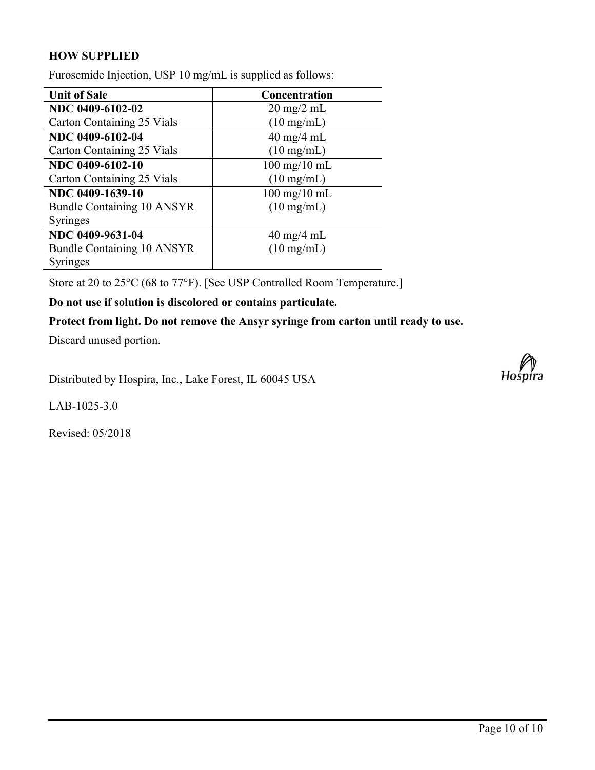## HOW SUPPLIED

Furosemide Injection, USP 10 mg/mL is supplied as follows:

| Unit of Sale | Concentration |
|---|---|
| **NDC 0409-6102-02** Carton Containing 25 Vials | 20 mg/2 mL (10 mg/mL) |
| **NDC 0409-6102-04** Carton Containing 25 Vials | 40 mg/4 mL (10 mg/mL) |
| **NDC 0409-6102-10** Carton Containing 25 Vials | 100 mg/10 mL (10 mg/mL) |
| **NDC 0409-1639-10** Bundle Containing 10 ANSYR Syringes | 100 mg/10 mL (10 mg/mL) |
| **NDC 0409-9631-04** Bundle Containing 10 ANSYR Syringes | 40 mg/4 mL (10 mg/mL) |

Store at 20 to 25°C (68 to 77°F). [See USP Controlled Room Temperature.]

**Do not use if solution is discolored or contains particulate.**

**Protect from light. Do not remove the Ansyr syringe from carton until ready to use.**

Discard unused portion.

Distributed by Hospira, Inc., Lake Forest, IL 60045 USA

Hospira

LAB-1025-3.0

Revised: 05/2018